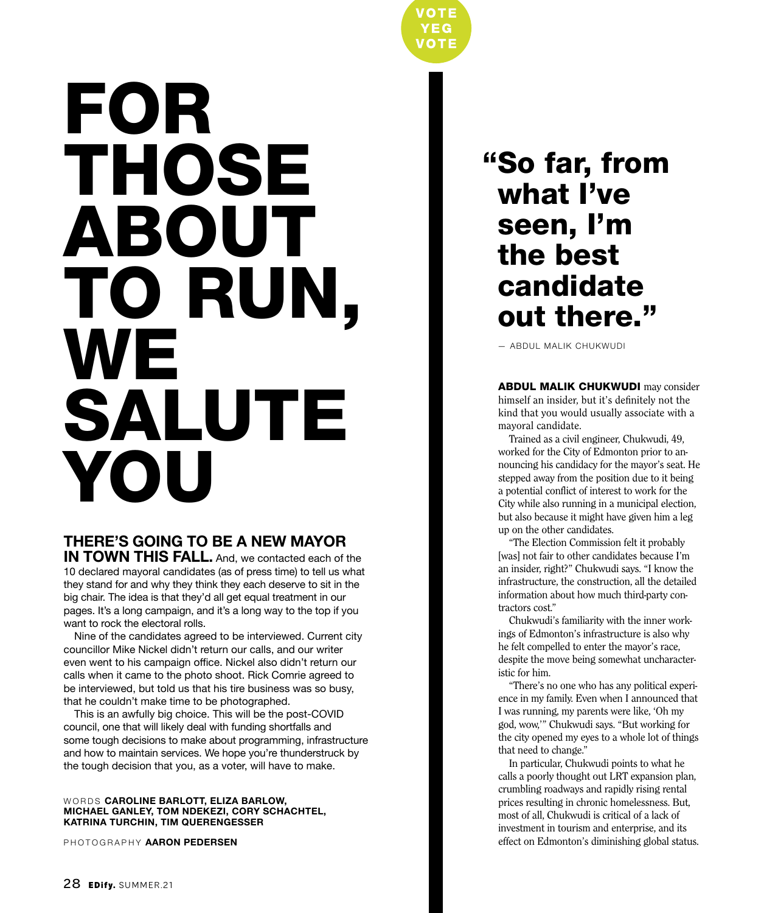VOTE YEG VOTE

# FOR THOSE ABOUT TO RUN, WE SALUTE YOU

**THERE'S GOING TO BE A NEW MAYOR IN TOWN THIS FALL.** And, we contacted each of the 10 declared mayoral candidates (as of press time) to tell us what they stand for and why they think they each deserve to sit in the big chair. The idea is that they'd all get equal treatment in our pages. It's a long campaign, and it's a long way to the top if you want to rock the electoral rolls.

Nine of the candidates agreed to be interviewed. Current city councillor Mike Nickel didn't return our calls, and our writer even went to his campaign office. Nickel also didn't return our calls when it came to the photo shoot. Rick Comrie agreed to be interviewed, but told us that his tire business was so busy, that he couldn't make time to be photographed.

This is an awfully big choice. This will be the post-COVID council, one that will likely deal with funding shortfalls and some tough decisions to make about programming, infrastructure and how to maintain services. We hope you're thunderstruck by the tough decision that you, as a voter, will have to make.

WORDS **CAROLINE BARLOTT, ELIZA BARLOW, MICHAEL GANLEY, TOM NDEKEZI, CORY SCHACHTEL, KATRINA TURCHIN, TIM QUERENGESSER**

PHOTOGRAPHY **AARON PEDERSEN**

> **"So far, from what I've seen, I'm the best candidate out there."**
>
> — ABDUL MALIK CHUKWUDI

**ABDUL MALIK CHUKWUDI** may consider himself an insider, but it's definitely not the kind that you would usually associate with a mayoral candidate.

Trained as a civil engineer, Chukwudi, 49, worked for the City of Edmonton prior to announcing his candidacy for the mayor's seat. He stepped away from the position due to it being a potential conflict of interest to work for the City while also running in a municipal election, but also because it might have given him a leg up on the other candidates.

"The Election Commission felt it probably [was] not fair to other candidates because I'm an insider, right?" Chukwudi says. "I know the infrastructure, the construction, all the detailed information about how much third-party contractors cost."

Chukwudi's familiarity with the inner workings of Edmonton's infrastructure is also why he felt compelled to enter the mayor's race, despite the move being somewhat uncharacteristic for him.

"There's no one who has any political experience in my family. Even when I announced that I was running, my parents were like, 'Oh my god, wow,'" Chukwudi says. "But working for the city opened my eyes to a whole lot of things that need to change."

In particular, Chukwudi points to what he calls a poorly thought out LRT expansion plan, crumbling roadways and rapidly rising rental prices resulting in chronic homelessness. But, most of all, Chukwudi is critical of a lack of investment in tourism and enterprise, and its effect on Edmonton's diminishing global status.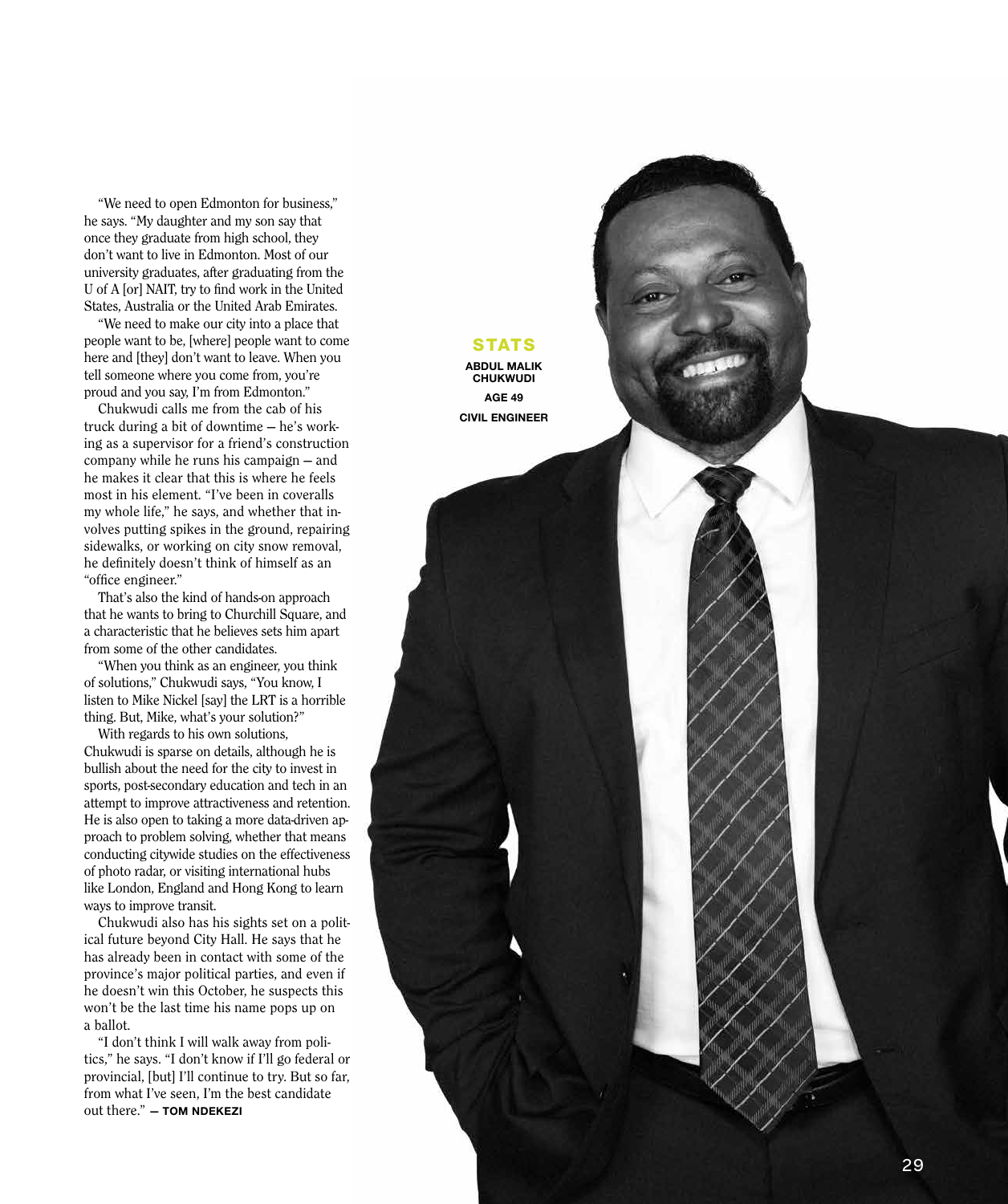"We need to open Edmonton for business," he says. "My daughter and my son say that once they graduate from high school, they don't want to live in Edmonton. Most of our university graduates, after graduating from the U of A [or] NAIT, try to find work in the United States, Australia or the United Arab Emirates.

"We need to make our city into a place that people want to be, [where] people want to come here and [they] don't want to leave. When you tell someone where you come from, you're proud and you say, I'm from Edmonton."

Chukwudi calls me from the cab of his truck during a bit of downtime — he's working as a supervisor for a friend's construction company while he runs his campaign — and he makes it clear that this is where he feels most in his element. "I've been in coveralls my whole life," he says, and whether that involves putting spikes in the ground, repairing sidewalks, or working on city snow removal, he definitely doesn't think of himself as an "office engineer."

That's also the kind of hands-on approach that he wants to bring to Churchill Square, and a characteristic that he believes sets him apart from some of the other candidates.

"When you think as an engineer, you think of solutions," Chukwudi says, "You know, I listen to Mike Nickel [say] the LRT is a horrible thing. But, Mike, what's your solution?"

With regards to his own solutions, Chukwudi is sparse on details, although he is bullish about the need for the city to invest in sports, post-secondary education and tech in an attempt to improve attractiveness and retention. He is also open to taking a more data-driven approach to problem solving, whether that means conducting citywide studies on the effectiveness of photo radar, or visiting international hubs like London, England and Hong Kong to learn ways to improve transit.

Chukwudi also has his sights set on a political future beyond City Hall. He says that he has already been in contact with some of the province's major political parties, and even if he doesn't win this October, he suspects this won't be the last time his name pops up on a ballot.

"I don't think I will walk away from politics," he says. "I don't know if I'll go federal or provincial, [but] I'll continue to try. But so far, from what I've seen, I'm the best candidate out there." — **TOM NDEKEZI**

## STATS

**ABDUL MALIK CHUKWUDI**

**AGE 49**

**CIVIL ENGINEER**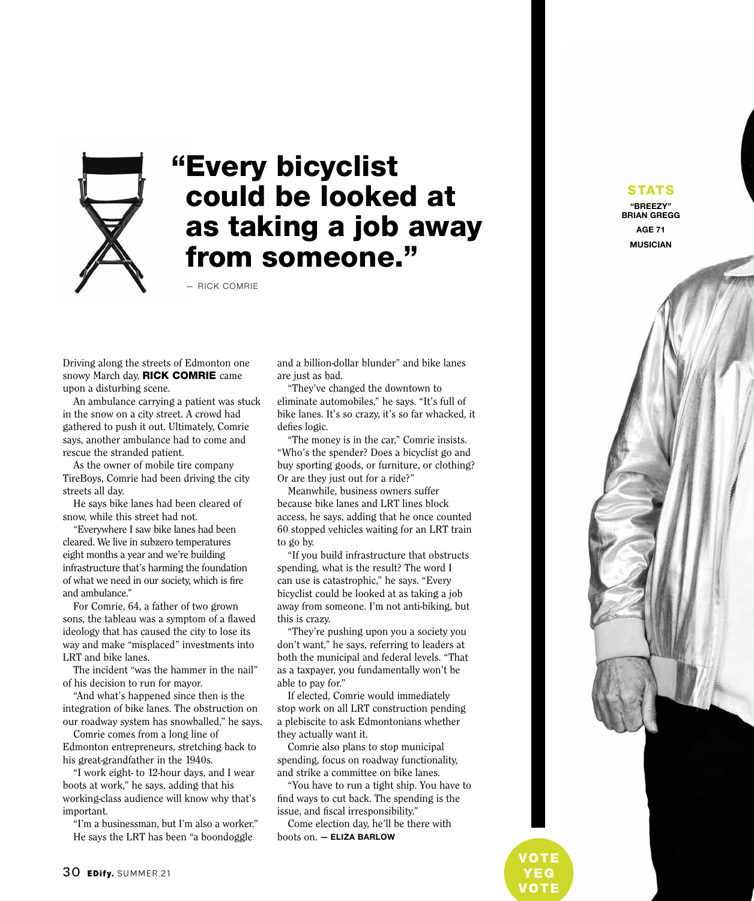> **"Every bicyclist could be looked at as taking a job away from someone."**
>
> — RICK COMRIE

Driving along the streets of Edmonton one snowy March day, **RICK COMRIE** came upon a disturbing scene.

An ambulance carrying a patient was stuck in the snow on a city street. A crowd had gathered to push it out. Ultimately, Comrie says, another ambulance had to come and rescue the stranded patient.

As the owner of mobile tire company TireBoys, Comrie had been driving the city streets all day.

He says bike lanes had been cleared of snow, while this street had not.

"Everywhere I saw bike lanes had been cleared. We live in subzero temperatures eight months a year and we're building infrastructure that's harming the foundation of what we need in our society, which is fire and ambulance."

For Comrie, 64, a father of two grown sons, the tableau was a symptom of a flawed ideology that has caused the city to lose its way and make "misplaced" investments into LRT and bike lanes.

The incident "was the hammer in the nail" of his decision to run for mayor.

"And what's happened since then is the integration of bike lanes. The obstruction on our roadway system has snowballed," he says.

Comrie comes from a long line of Edmonton entrepreneurs, stretching back to his great-grandfather in the 1940s.

"I work eight- to 12-hour days, and I wear boots at work," he says, adding that his working-class audience will know why that's important.

"I'm a businessman, but I'm also a worker."

He says the LRT has been "a boondoggle and a billion-dollar blunder" and bike lanes are just as bad.

"They've changed the downtown to eliminate automobiles," he says. "It's full of bike lanes. It's so crazy, it's so far whacked, it defies logic.

"The money is in the car," Comrie insists. "Who's the spender? Does a bicyclist go and buy sporting goods, or furniture, or clothing? Or are they just out for a ride?"

Meanwhile, business owners suffer because bike lanes and LRT lines block access, he says, adding that he once counted 60 stopped vehicles waiting for an LRT train to go by.

"If you build infrastructure that obstructs spending, what is the result? The word I can use is catastrophic," he says. "Every bicyclist could be looked at as taking a job away from someone. I'm not anti-biking, but this is crazy.

"They're pushing upon you a society you don't want," he says, referring to leaders at both the municipal and federal levels. "That as a taxpayer, you fundamentally won't be able to pay for."

If elected, Comrie would immediately stop work on all LRT construction pending a plebiscite to ask Edmontonians whether they actually want it.

Comrie also plans to stop municipal spending, focus on roadway functionality, and strike a committee on bike lanes.

"You have to run a tight ship. You have to find ways to cut back. The spending is the issue, and fiscal irresponsibility."

Come election day, he'll be there with boots on. — **ELIZA BARLOW**

**STATS**

**"BREEZY" BRIAN GREGG**

**AGE 71**

**MUSICIAN**

VOTE YEG VOTE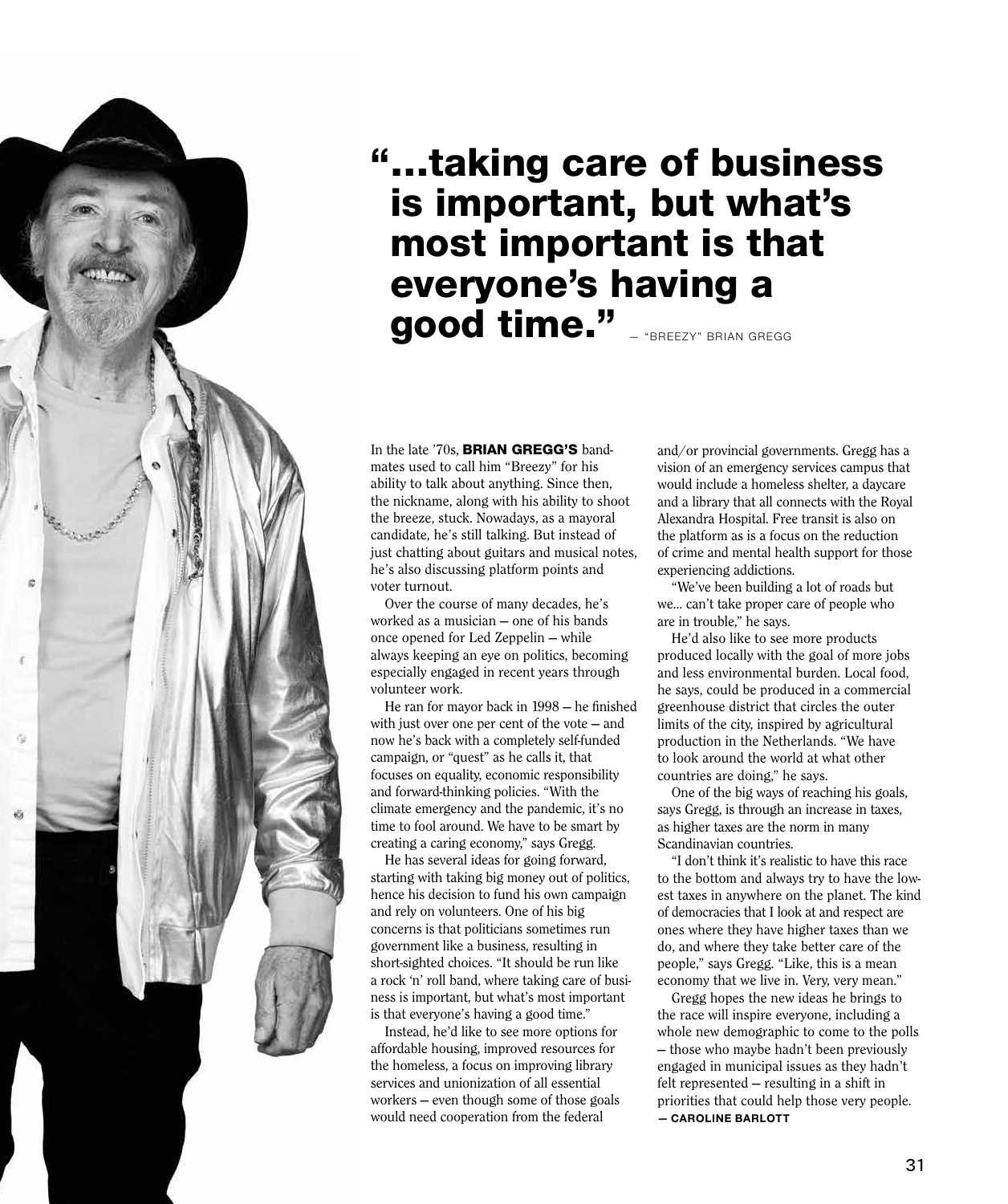# "...taking care of business is important, but what's most important is that everyone's having a good time." — "BREEZY" BRIAN GREGG

In the late '70s, **BRIAN GREGG'S** bandmates used to call him "Breezy" for his ability to talk about anything. Since then, the nickname, along with his ability to shoot the breeze, stuck. Nowadays, as a mayoral candidate, he's still talking. But instead of just chatting about guitars and musical notes, he's also discussing platform points and voter turnout.

Over the course of many decades, he's worked as a musician — one of his bands once opened for Led Zeppelin — while always keeping an eye on politics, becoming especially engaged in recent years through volunteer work.

He ran for mayor back in 1998 — he finished with just over one per cent of the vote — and now he's back with a completely self-funded campaign, or "quest" as he calls it, that focuses on equality, economic responsibility and forward-thinking policies. "With the climate emergency and the pandemic, it's no time to fool around. We have to be smart by creating a caring economy," says Gregg.

He has several ideas for going forward, starting with taking big money out of politics, hence his decision to fund his own campaign and rely on volunteers. One of his big concerns is that politicians sometimes run government like a business, resulting in short-sighted choices. "It should be run like a rock 'n' roll band, where taking care of business is important, but what's most important is that everyone's having a good time."

Instead, he'd like to see more options for affordable housing, improved resources for the homeless, a focus on improving library services and unionization of all essential workers — even though some of those goals would need cooperation from the federal and/or provincial governments. Gregg has a vision of an emergency services campus that would include a homeless shelter, a daycare and a library that all connects with the Royal Alexandra Hospital. Free transit is also on the platform as is a focus on the reduction of crime and mental health support for those experiencing addictions.

"We've been building a lot of roads but we... can't take proper care of people who are in trouble," he says.

He'd also like to see more products produced locally with the goal of more jobs and less environmental burden. Local food, he says, could be produced in a commercial greenhouse district that circles the outer limits of the city, inspired by agricultural production in the Netherlands. "We have to look around the world at what other countries are doing," he says.

One of the big ways of reaching his goals, says Gregg, is through an increase in taxes, as higher taxes are the norm in many Scandinavian countries.

"I don't think it's realistic to have this race to the bottom and always try to have the lowest taxes in anywhere on the planet. The kind of democracies that I look at and respect are ones where they have higher taxes than we do, and where they take better care of the people," says Gregg. "Like, this is a mean economy that we live in. Very, very mean."

Gregg hopes the new ideas he brings to the race will inspire everyone, including a whole new demographic to come to the polls — those who maybe hadn't been previously engaged in municipal issues as they hadn't felt represented — resulting in a shift in priorities that could help those very people.

**— CAROLINE BARLOTT**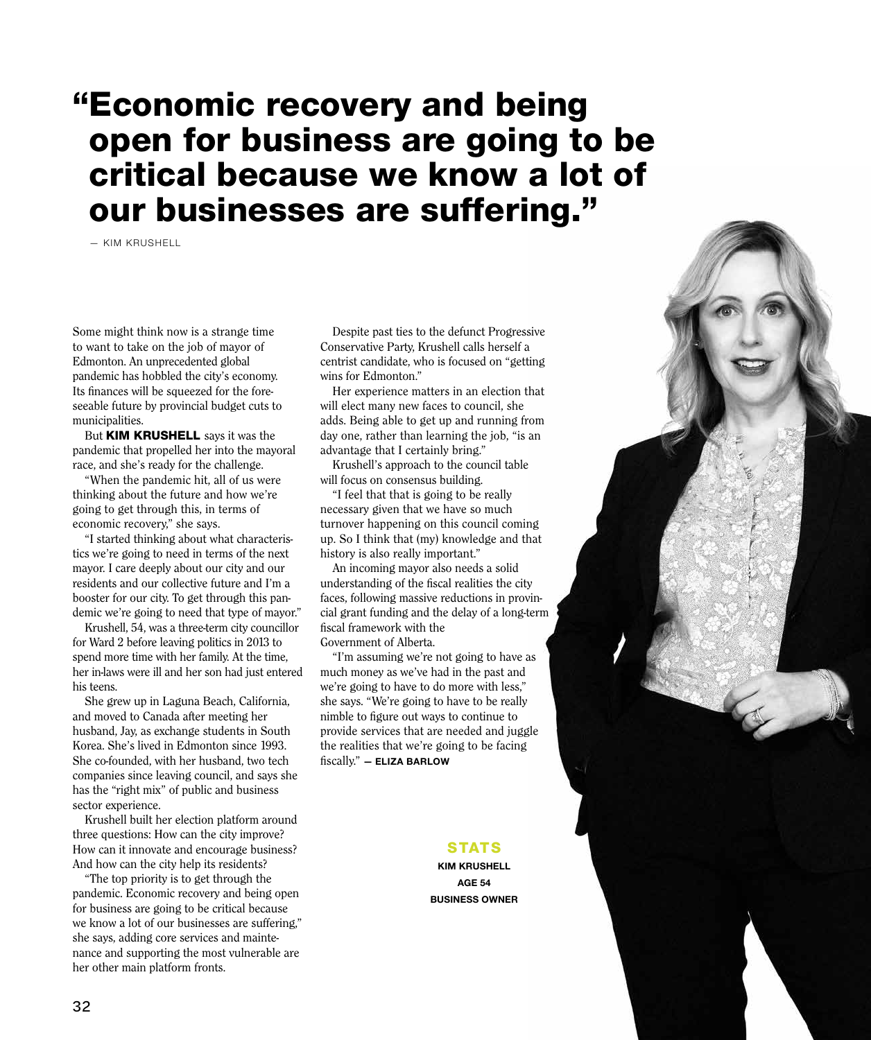# "Economic recovery and being open for business are going to be critical because we know a lot of our businesses are suffering."

— KIM KRUSHELL

Some might think now is a strange time to want to take on the job of mayor of Edmonton. An unprecedented global pandemic has hobbled the city's economy. Its finances will be squeezed for the foreseeable future by provincial budget cuts to municipalities.

But **KIM KRUSHELL** says it was the pandemic that propelled her into the mayoral race, and she's ready for the challenge.

"When the pandemic hit, all of us were thinking about the future and how we're going to get through this, in terms of economic recovery," she says.

"I started thinking about what characteristics we're going to need in terms of the next mayor. I care deeply about our city and our residents and our collective future and I'm a booster for our city. To get through this pandemic we're going to need that type of mayor."

Krushell, 54, was a three-term city councillor for Ward 2 before leaving politics in 2013 to spend more time with her family. At the time, her in-laws were ill and her son had just entered his teens.

She grew up in Laguna Beach, California, and moved to Canada after meeting her husband, Jay, as exchange students in South Korea. She's lived in Edmonton since 1993. She co-founded, with her husband, two tech companies since leaving council, and says she has the "right mix" of public and business sector experience.

Krushell built her election platform around three questions: How can the city improve? How can it innovate and encourage business? And how can the city help its residents?

"The top priority is to get through the pandemic. Economic recovery and being open for business are going to be critical because we know a lot of our businesses are suffering," she says, adding core services and maintenance and supporting the most vulnerable are her other main platform fronts.

Despite past ties to the defunct Progressive Conservative Party, Krushell calls herself a centrist candidate, who is focused on "getting wins for Edmonton."

Her experience matters in an election that will elect many new faces to council, she adds. Being able to get up and running from day one, rather than learning the job, "is an advantage that I certainly bring."

Krushell's approach to the council table will focus on consensus building.

"I feel that that is going to be really necessary given that we have so much turnover happening on this council coming up. So I think that (my) knowledge and that history is also really important."

An incoming mayor also needs a solid understanding of the fiscal realities the city faces, following massive reductions in provincial grant funding and the delay of a long-term fiscal framework with the Government of Alberta.

"I'm assuming we're not going to have as much money as we've had in the past and we're going to have to do more with less," she says. "We're going to have to be really nimble to figure out ways to continue to provide services that are needed and juggle the realities that we're going to be facing fiscally." **— ELIZA BARLOW**

**STATS**

**KIM KRUSHELL**

**AGE 54**

**BUSINESS OWNER**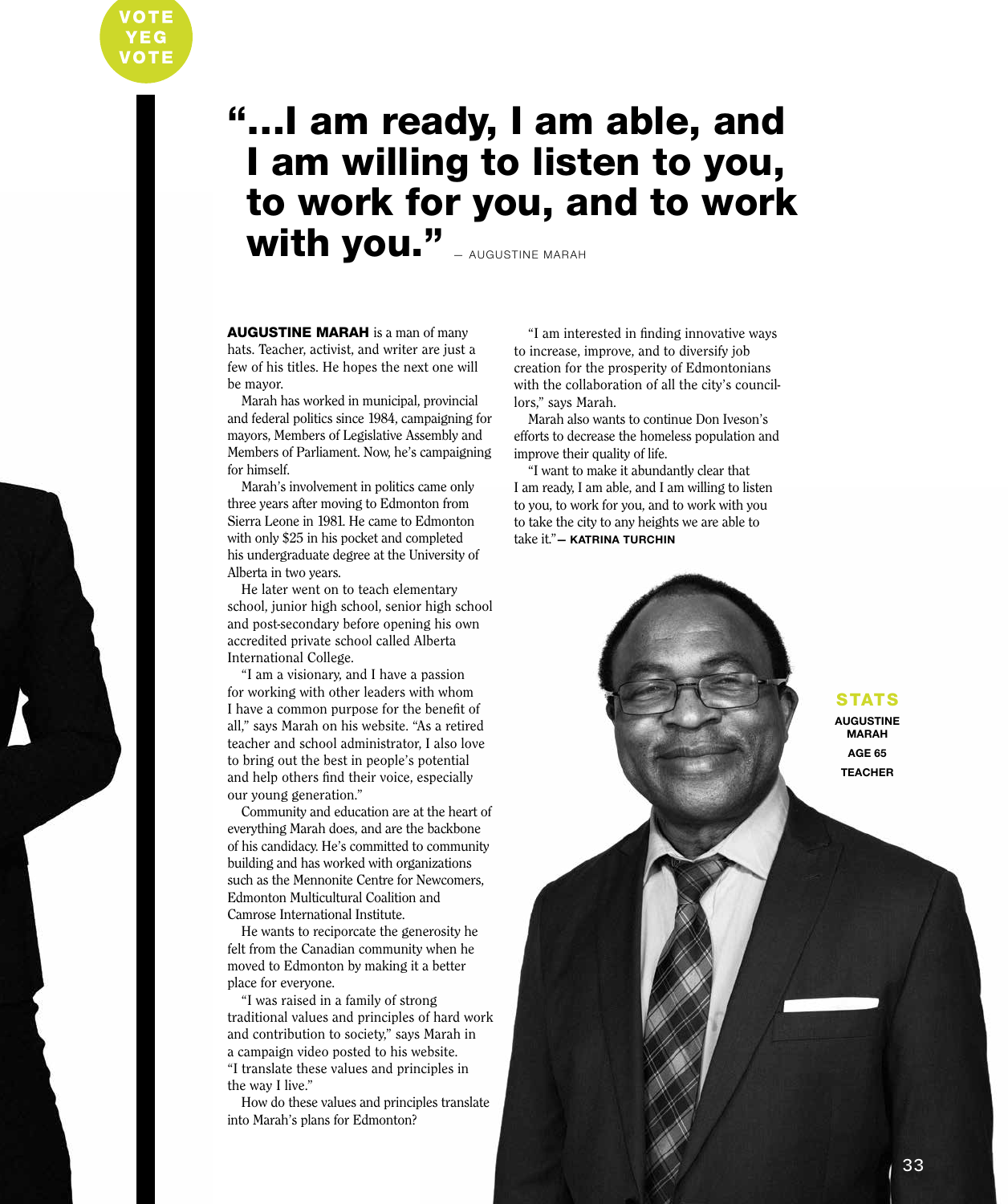# "...I am ready, I am able, and I am willing to listen to you, to work for you, and to work with you." — AUGUSTINE MARAH

**AUGUSTINE MARAH** is a man of many hats. Teacher, activist, and writer are just a few of his titles. He hopes the next one will be mayor.

Marah has worked in municipal, provincial and federal politics since 1984, campaigning for mayors, Members of Legislative Assembly and Members of Parliament. Now, he's campaigning for himself.

Marah's involvement in politics came only three years after moving to Edmonton from Sierra Leone in 1981. He came to Edmonton with only $25 in his pocket and completed his undergraduate degree at the University of Alberta in two years.

He later went on to teach elementary school, junior high school, senior high school and post-secondary before opening his own accredited private school called Alberta International College.

"I am a visionary, and I have a passion for working with other leaders with whom I have a common purpose for the benefit of all," says Marah on his website. "As a retired teacher and school administrator, I also love to bring out the best in people's potential and help others find their voice, especially our young generation."

Community and education are at the heart of everything Marah does, and are the backbone of his candidacy. He's committed to community building and has worked with organizations such as the Mennonite Centre for Newcomers, Edmonton Multicultural Coalition and Camrose International Institute.

He wants to reciporcate the generosity he felt from the Canadian community when he moved to Edmonton by making it a better place for everyone.

"I was raised in a family of strong traditional values and principles of hard work and contribution to society," says Marah in a campaign video posted to his website. "I translate these values and principles in the way I live."

How do these values and principles translate into Marah's plans for Edmonton?

"I am interested in finding innovative ways to increase, improve, and to diversify job creation for the prosperity of Edmontonians with the collaboration of all the city's councillors," says Marah.

Marah also wants to continue Don Iveson's efforts to decrease the homeless population and improve their quality of life.

"I want to make it abundantly clear that I am ready, I am able, and I am willing to listen to you, to work for you, and to work with you to take the city to any heights we are able to take it."— **KATRINA TURCHIN**

**STATS**

**AUGUSTINE MARAH**

**AGE 65**

**TEACHER**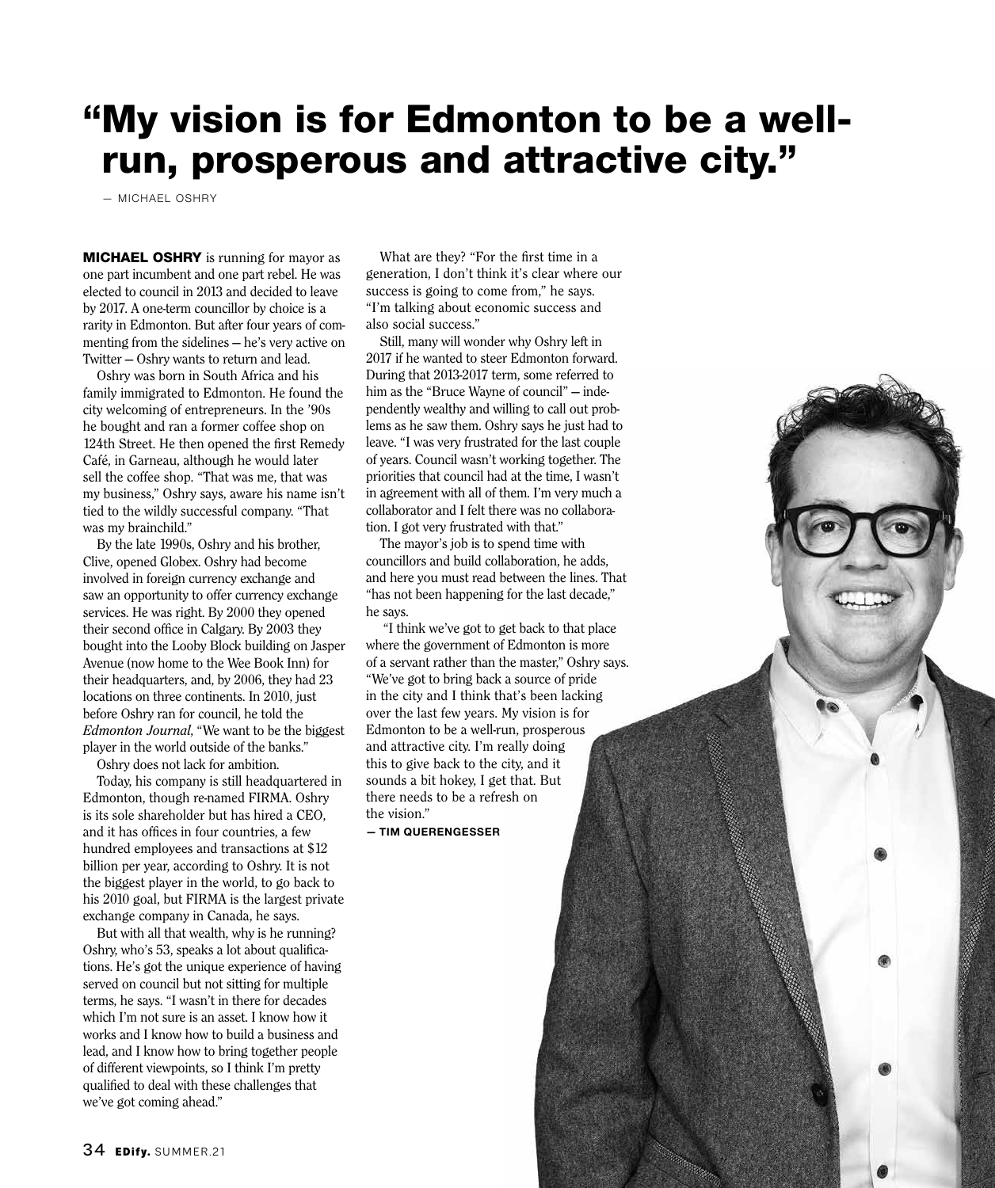# "My vision is for Edmonton to be a well-run, prosperous and attractive city."

— MICHAEL OSHRY

**MICHAEL OSHRY** is running for mayor as one part incumbent and one part rebel. He was elected to council in 2013 and decided to leave by 2017. A one-term councillor by choice is a rarity in Edmonton. But after four years of commenting from the sidelines — he's very active on Twitter — Oshry wants to return and lead.

Oshry was born in South Africa and his family immigrated to Edmonton. He found the city welcoming of entrepreneurs. In the '90s he bought and ran a former coffee shop on 124th Street. He then opened the first Remedy Café, in Garneau, although he would later sell the coffee shop. "That was me, that was my business," Oshry says, aware his name isn't tied to the wildly successful company. "That was my brainchild."

By the late 1990s, Oshry and his brother, Clive, opened Globex. Oshry had become involved in foreign currency exchange and saw an opportunity to offer currency exchange services. He was right. By 2000 they opened their second office in Calgary. By 2003 they bought into the Looby Block building on Jasper Avenue (now home to the Wee Book Inn) for their headquarters, and, by 2006, they had 23 locations on three continents. In 2010, just before Oshry ran for council, he told the *Edmonton Journal*, "We want to be the biggest player in the world outside of the banks."

Oshry does not lack for ambition.

Today, his company is still headquartered in Edmonton, though re-named FIRMA. Oshry is its sole shareholder but has hired a CEO, and it has offices in four countries, a few hundred employees and transactions at $12 billion per year, according to Oshry. It is not the biggest player in the world, to go back to his 2010 goal, but FIRMA is the largest private exchange company in Canada, he says.

But with all that wealth, why is he running? Oshry, who's 53, speaks a lot about qualifications. He's got the unique experience of having served on council but not sitting for multiple terms, he says. "I wasn't in there for decades which I'm not sure is an asset. I know how it works and I know how to build a business and lead, and I know how to bring together people of different viewpoints, so I think I'm pretty qualified to deal with these challenges that we've got coming ahead."

What are they? "For the first time in a generation, I don't think it's clear where our success is going to come from," he says. "I'm talking about economic success and also social success."

Still, many will wonder why Oshry left in 2017 if he wanted to steer Edmonton forward. During that 2013-2017 term, some referred to him as the "Bruce Wayne of council" — independently wealthy and willing to call out problems as he saw them. Oshry says he just had to leave. "I was very frustrated for the last couple of years. Council wasn't working together. The priorities that council had at the time, I wasn't in agreement with all of them. I'm very much a collaborator and I felt there was no collaboration. I got very frustrated with that."

The mayor's job is to spend time with councillors and build collaboration, he adds, and here you must read between the lines. That "has not been happening for the last decade," he says.

"I think we've got to get back to that place where the government of Edmonton is more of a servant rather than the master," Oshry says. "We've got to bring back a source of pride in the city and I think that's been lacking over the last few years. My vision is for Edmonton to be a well-run, prosperous and attractive city. I'm really doing this to give back to the city, and it sounds a bit hokey, I get that. But there needs to be a refresh on the vision."

**— TIM QUERENGESSER**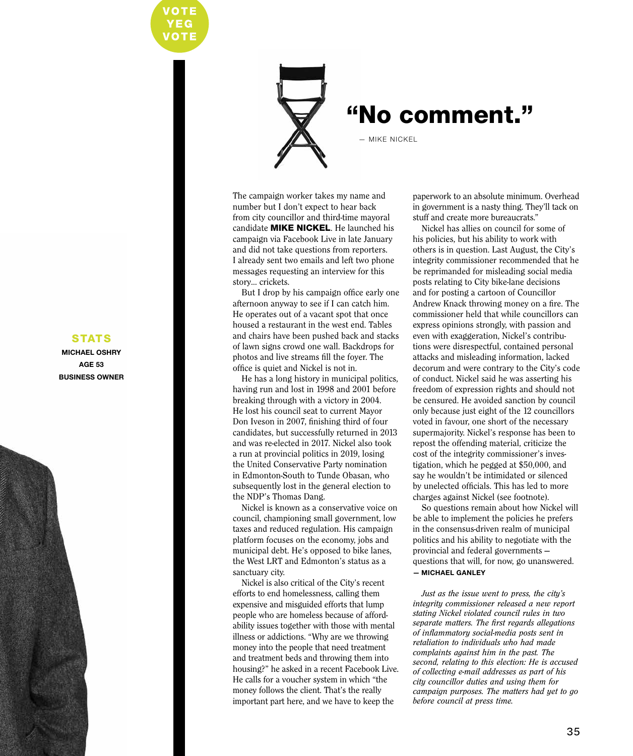VOTE YEG VOTE

# "No comment."

— MIKE NICKEL

The campaign worker takes my name and number but I don't expect to hear back from city councillor and third-time mayoral candidate **MIKE NICKEL**. He launched his campaign via Facebook Live in late January and did not take questions from reporters. I already sent two emails and left two phone messages requesting an interview for this story... crickets.

But I drop by his campaign office early one afternoon anyway to see if I can catch him. He operates out of a vacant spot that once housed a restaurant in the west end. Tables and chairs have been pushed back and stacks of lawn signs crowd one wall. Backdrops for photos and live streams fill the foyer. The office is quiet and Nickel is not in.

He has a long history in municipal politics, having run and lost in 1998 and 2001 before breaking through with a victory in 2004. He lost his council seat to current Mayor Don Iveson in 2007, finishing third of four candidates, but successfully returned in 2013 and was re-elected in 2017. Nickel also took a run at provincial politics in 2019, losing the United Conservative Party nomination in Edmonton-South to Tunde Obasan, who subsequently lost in the general election to the NDP's Thomas Dang.

Nickel is known as a conservative voice on council, championing small government, low taxes and reduced regulation. His campaign platform focuses on the economy, jobs and municipal debt. He's opposed to bike lanes, the West LRT and Edmonton's status as a sanctuary city.

Nickel is also critical of the City's recent efforts to end homelessness, calling them expensive and misguided efforts that lump people who are homeless because of affordability issues together with those with mental illness or addictions. "Why are we throwing money into the people that need treatment and treatment beds and throwing them into housing?" he asked in a recent Facebook Live. He calls for a voucher system in which "the money follows the client. That's the really important part here, and we have to keep the paperwork to an absolute minimum. Overhead in government is a nasty thing. They'll tack on stuff and create more bureaucrats."

Nickel has allies on council for some of his policies, but his ability to work with others is in question. Last August, the City's integrity commissioner recommended that he be reprimanded for misleading social media posts relating to City bike-lane decisions and for posting a cartoon of Councillor Andrew Knack throwing money on a fire. The commissioner held that while councillors can express opinions strongly, with passion and even with exaggeration, Nickel's contributions were disrespectful, contained personal attacks and misleading information, lacked decorum and were contrary to the City's code of conduct. Nickel said he was asserting his freedom of expression rights and should not be censured. He avoided sanction by council only because just eight of the 12 councillors voted in favour, one short of the necessary supermajority. Nickel's response has been to repost the offending material, criticize the cost of the integrity commissioner's investigation, which he pegged at $50,000, and say he wouldn't be intimidated or silenced by unelected officials. This has led to more charges against Nickel (see footnote).

So questions remain about how Nickel will be able to implement the policies he prefers in the consensus-driven realm of municipal politics and his ability to negotiate with the provincial and federal governments — questions that will, for now, go unanswered.

**— MICHAEL GANLEY**

*Just as the issue went to press, the city's integrity commissioner released a new report stating Nickel violated council rules in two separate matters. The first regards allegations of inflammatory social-media posts sent in retaliation to individuals who had made complaints against him in the past. The second, relating to this election: He is accused of collecting e-mail addresses as part of his city councillor duties and using them for campaign purposes. The matters had yet to go before council at press time.*

**STATS**

**MICHAEL OSHRY**
**AGE 53**
**BUSINESS OWNER**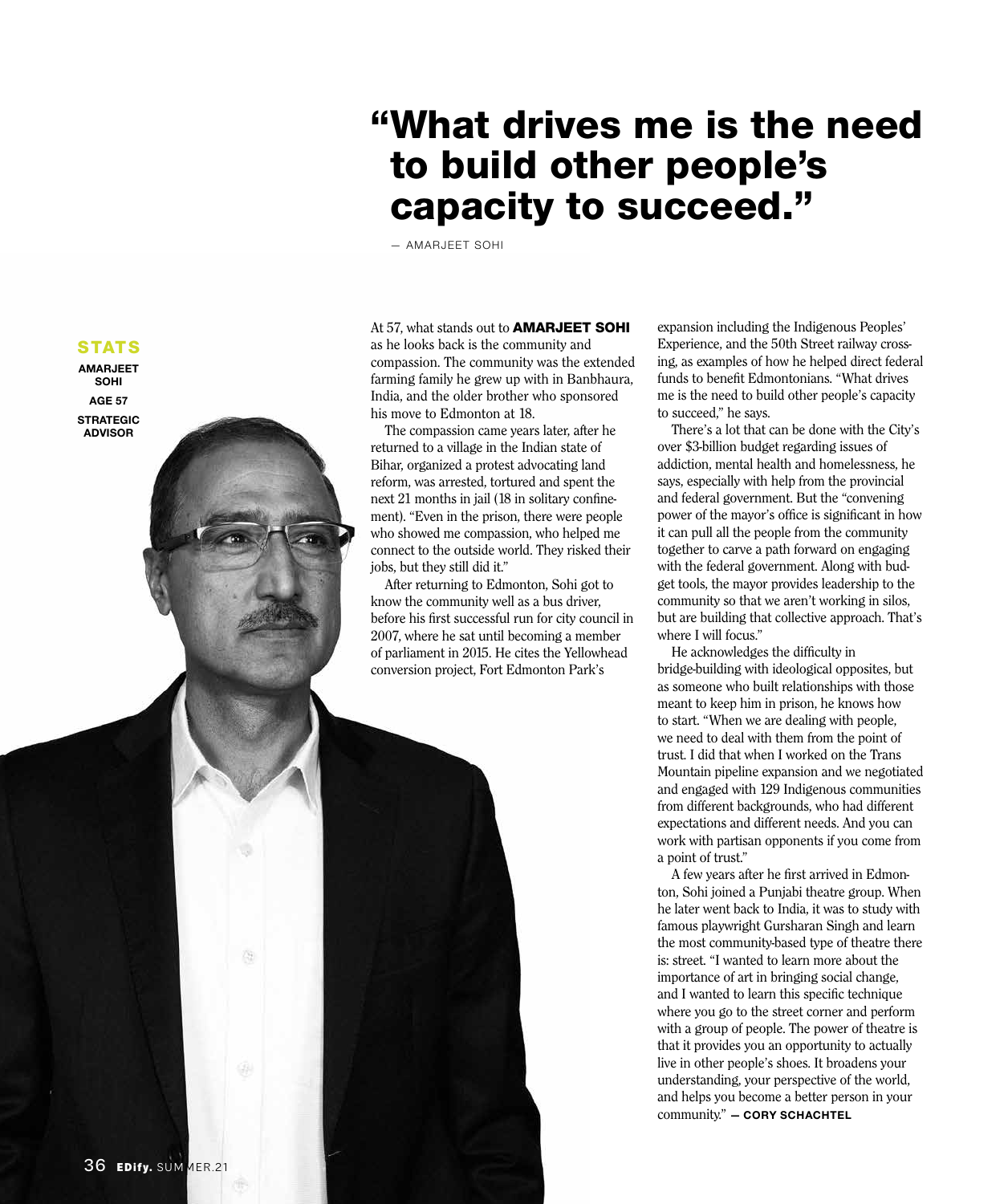# "What drives me is the need to build other people's capacity to succeed."

— AMARJEET SOHI

**STATS**

**AMARJEET SOHI**

**AGE 57**

**STRATEGIC ADVISOR**

At 57, what stands out to **AMARJEET SOHI** as he looks back is the community and compassion. The community was the extended farming family he grew up with in Banbhaura, India, and the older brother who sponsored his move to Edmonton at 18.

The compassion came years later, after he returned to a village in the Indian state of Bihar, organized a protest advocating land reform, was arrested, tortured and spent the next 21 months in jail (18 in solitary confinement). "Even in the prison, there were people who showed me compassion, who helped me connect to the outside world. They risked their jobs, but they still did it."

After returning to Edmonton, Sohi got to know the community well as a bus driver, before his first successful run for city council in 2007, where he sat until becoming a member of parliament in 2015. He cites the Yellowhead conversion project, Fort Edmonton Park's expansion including the Indigenous Peoples' Experience, and the 50th Street railway crossing, as examples of how he helped direct federal funds to benefit Edmontonians. "What drives me is the need to build other people's capacity to succeed," he says.

There's a lot that can be done with the City's over $3-billion budget regarding issues of addiction, mental health and homelessness, he says, especially with help from the provincial and federal government. But the "convening power of the mayor's office is significant in how it can pull all the people from the community together to carve a path forward on engaging with the federal government. Along with budget tools, the mayor provides leadership to the community so that we aren't working in silos, but are building that collective approach. That's where I will focus."

He acknowledges the difficulty in bridge-building with ideological opposites, but as someone who built relationships with those meant to keep him in prison, he knows how to start. "When we are dealing with people, we need to deal with them from the point of trust. I did that when I worked on the Trans Mountain pipeline expansion and we negotiated and engaged with 129 Indigenous communities from different backgrounds, who had different expectations and different needs. And you can work with partisan opponents if you come from a point of trust."

A few years after he first arrived in Edmonton, Sohi joined a Punjabi theatre group. When he later went back to India, it was to study with famous playwright Gursharan Singh and learn the most community-based type of theatre there is: street. "I wanted to learn more about the importance of art in bringing social change, and I wanted to learn this specific technique where you go to the street corner and perform with a group of people. The power of theatre is that it provides you an opportunity to actually live in other people's shoes. It broadens your understanding, your perspective of the world, and helps you become a better person in your community." **— CORY SCHACHTEL**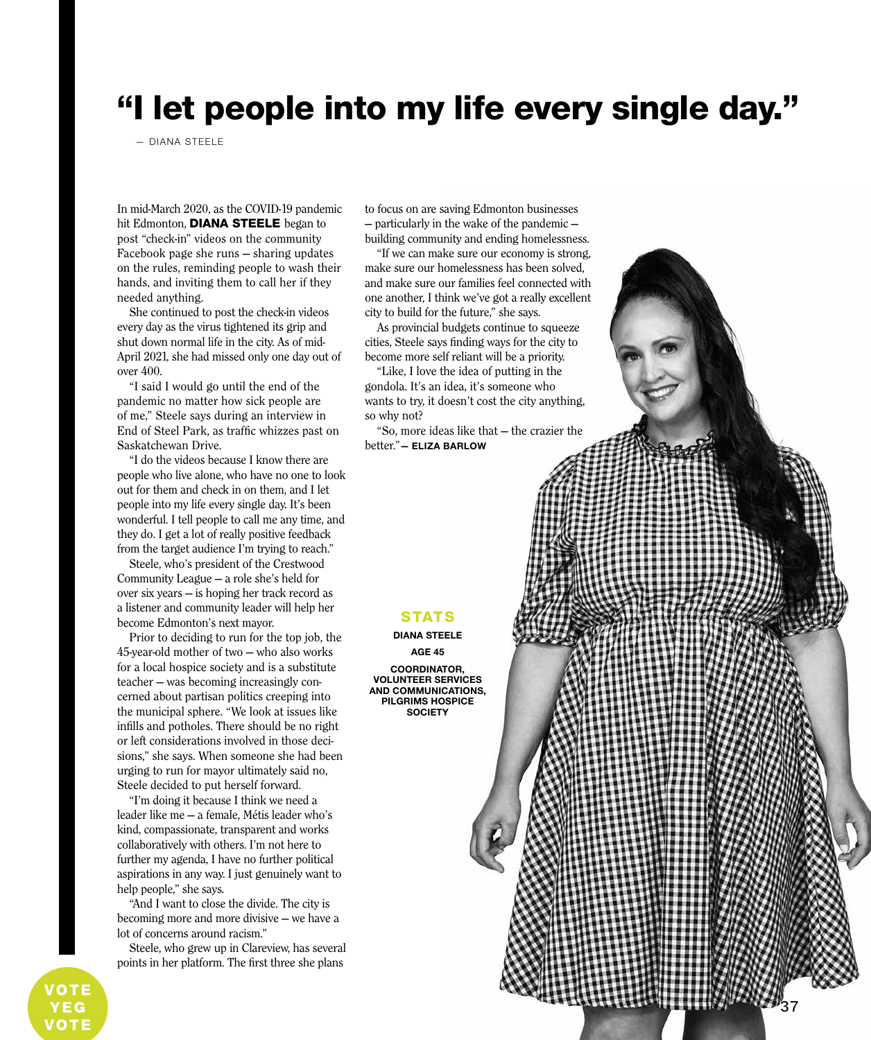# "I let people into my life every single day."

— DIANA STEELE

In mid-March 2020, as the COVID-19 pandemic hit Edmonton, **DIANA STEELE** began to post "check-in" videos on the community Facebook page she runs – sharing updates on the rules, reminding people to wash their hands, and inviting them to call her if they needed anything.

She continued to post the check-in videos every day as the virus tightened its grip and shut down normal life in the city. As of mid-April 2021, she had missed only one day out of over 400.

"I said I would go until the end of the pandemic no matter how sick people are of me," Steele says during an interview in End of Steel Park, as traffic whizzes past on Saskatchewan Drive.

"I do the videos because I know there are people who live alone, who have no one to look out for them and check in on them, and I let people into my life every single day. It's been wonderful. I tell people to call me any time, and they do. I get a lot of really positive feedback from the target audience I'm trying to reach."

Steele, who's president of the Crestwood Community League – a role she's held for over six years – is hoping her track record as a listener and community leader will help her become Edmonton's next mayor.

Prior to deciding to run for the top job, the 45-year-old mother of two – who also works for a local hospice society and is a substitute teacher – was becoming increasingly concerned about partisan politics creeping into the municipal sphere. "We look at issues like infills and potholes. There should be no right or left considerations involved in those decisions," she says. When someone she had been urging to run for mayor ultimately said no, Steele decided to put herself forward.

"I'm doing it because I think we need a leader like me – a female, Métis leader who's kind, compassionate, transparent and works collaboratively with others. I'm not here to further my agenda, I have no further political aspirations in any way. I just genuinely want to help people," she says.

"And I want to close the divide. The city is becoming more and more divisive – we have a lot of concerns around racism."

Steele, who grew up in Clareview, has several points in her platform. The first three she plans to focus on are saving Edmonton businesses – particularly in the wake of the pandemic – building community and ending homelessness.

"If we can make sure our economy is strong, make sure our homelessness has been solved, and make sure our families feel connected with one another, I think we've got a really excellent city to build for the future," she says.

As provincial budgets continue to squeeze cities, Steele says finding ways for the city to become more self reliant will be a priority.

"Like, I love the idea of putting in the gondola. It's an idea, it's someone who wants to try, it doesn't cost the city anything, so why not?

"So, more ideas like that – the crazier the better." **– ELIZA BARLOW**

**STATS**

**DIANA STEELE**

**AGE 45**

**COORDINATOR, VOLUNTEER SERVICES AND COMMUNICATIONS, PILGRIMS HOSPICE SOCIETY**

VOTE YEG VOTE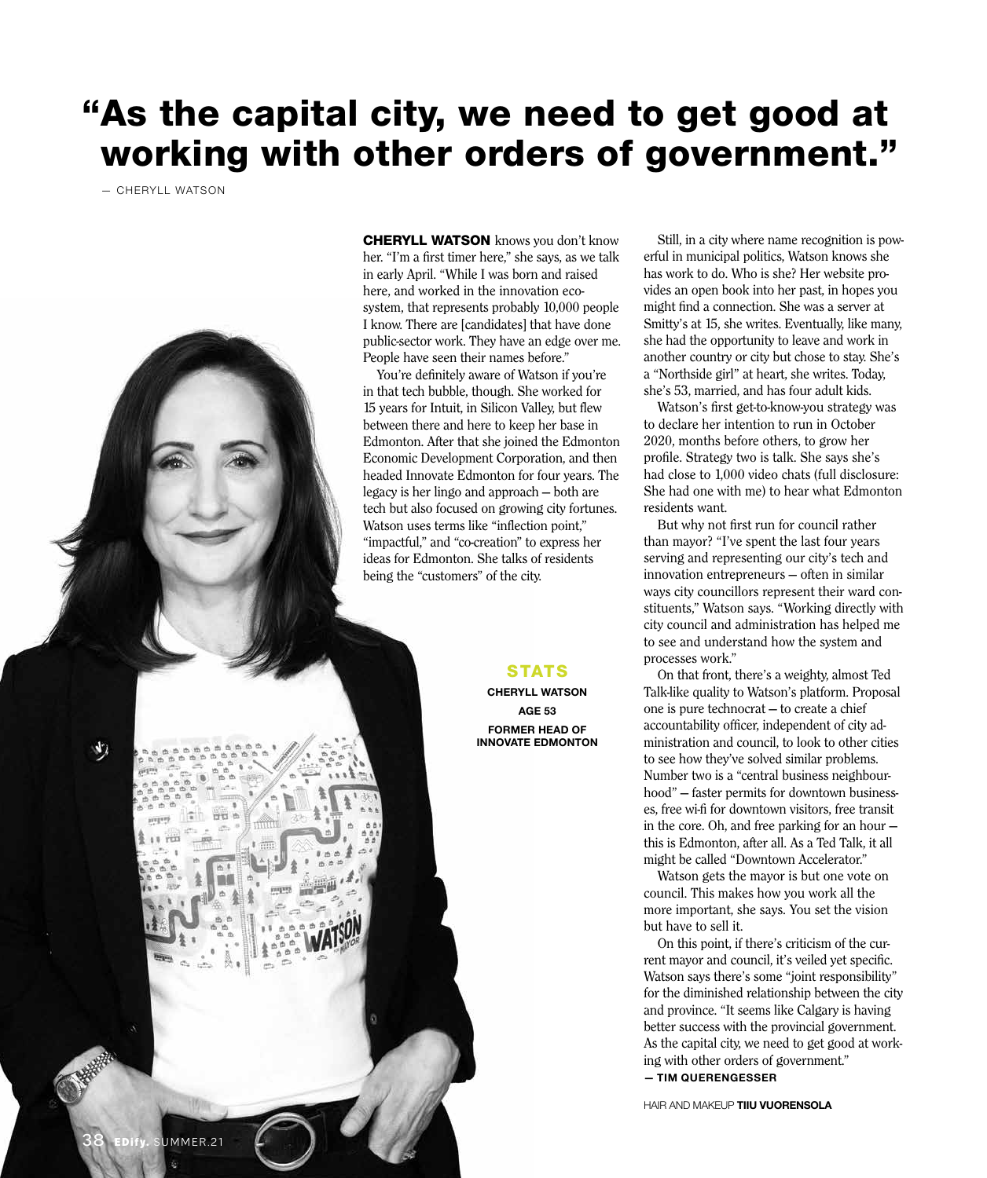# "As the capital city, we need to get good at working with other orders of government."

— CHERYLL WATSON

**CHERYLL WATSON** knows you don't know her. "I'm a first timer here," she says, as we talk in early April. "While I was born and raised here, and worked in the innovation ecosystem, that represents probably 10,000 people I know. There are [candidates] that have done public-sector work. They have an edge over me. People have seen their names before."

You're definitely aware of Watson if you're in that tech bubble, though. She worked for 15 years for Intuit, in Silicon Valley, but flew between there and here to keep her base in Edmonton. After that she joined the Edmonton Economic Development Corporation, and then headed Innovate Edmonton for four years. The legacy is her lingo and approach — both are tech but also focused on growing city fortunes. Watson uses terms like "inflection point," "impactful," and "co-creation" to express her ideas for Edmonton. She talks of residents being the "customers" of the city.

**STATS**

**CHERYLL WATSON**

**AGE 53**

**FORMER HEAD OF INNOVATE EDMONTON**

Still, in a city where name recognition is powerful in municipal politics, Watson knows she has work to do. Who is she? Her website provides an open book into her past, in hopes you might find a connection. She was a server at Smitty's at 15, she writes. Eventually, like many, she had the opportunity to leave and work in another country or city but chose to stay. She's a "Northside girl" at heart, she writes. Today, she's 53, married, and has four adult kids.

Watson's first get-to-know-you strategy was to declare her intention to run in October 2020, months before others, to grow her profile. Strategy two is talk. She says she's had close to 1,000 video chats (full disclosure: She had one with me) to hear what Edmonton residents want.

But why not first run for council rather than mayor? "I've spent the last four years serving and representing our city's tech and innovation entrepreneurs — often in similar ways city councillors represent their ward constituents," Watson says. "Working directly with city council and administration has helped me to see and understand how the system and processes work."

On that front, there's a weighty, almost Ted Talk-like quality to Watson's platform. Proposal one is pure technocrat — to create a chief accountability officer, independent of city administration and council, to look to other cities to see how they've solved similar problems. Number two is a "central business neighbourhood" — faster permits for downtown businesses, free wi-fi for downtown visitors, free transit in the core. Oh, and free parking for an hour — this is Edmonton, after all. As a Ted Talk, it all might be called "Downtown Accelerator."

Watson gets the mayor is but one vote on council. This makes how you work all the more important, she says. You set the vision but have to sell it.

On this point, if there's criticism of the current mayor and council, it's veiled yet specific. Watson says there's some "joint responsibility" for the diminished relationship between the city and province. "It seems like Calgary is having better success with the provincial government. As the capital city, we need to get good at working with other orders of government."

**— TIM QUERENGESSER**

HAIR AND MAKEUP **TIIU VUORENSOLA**